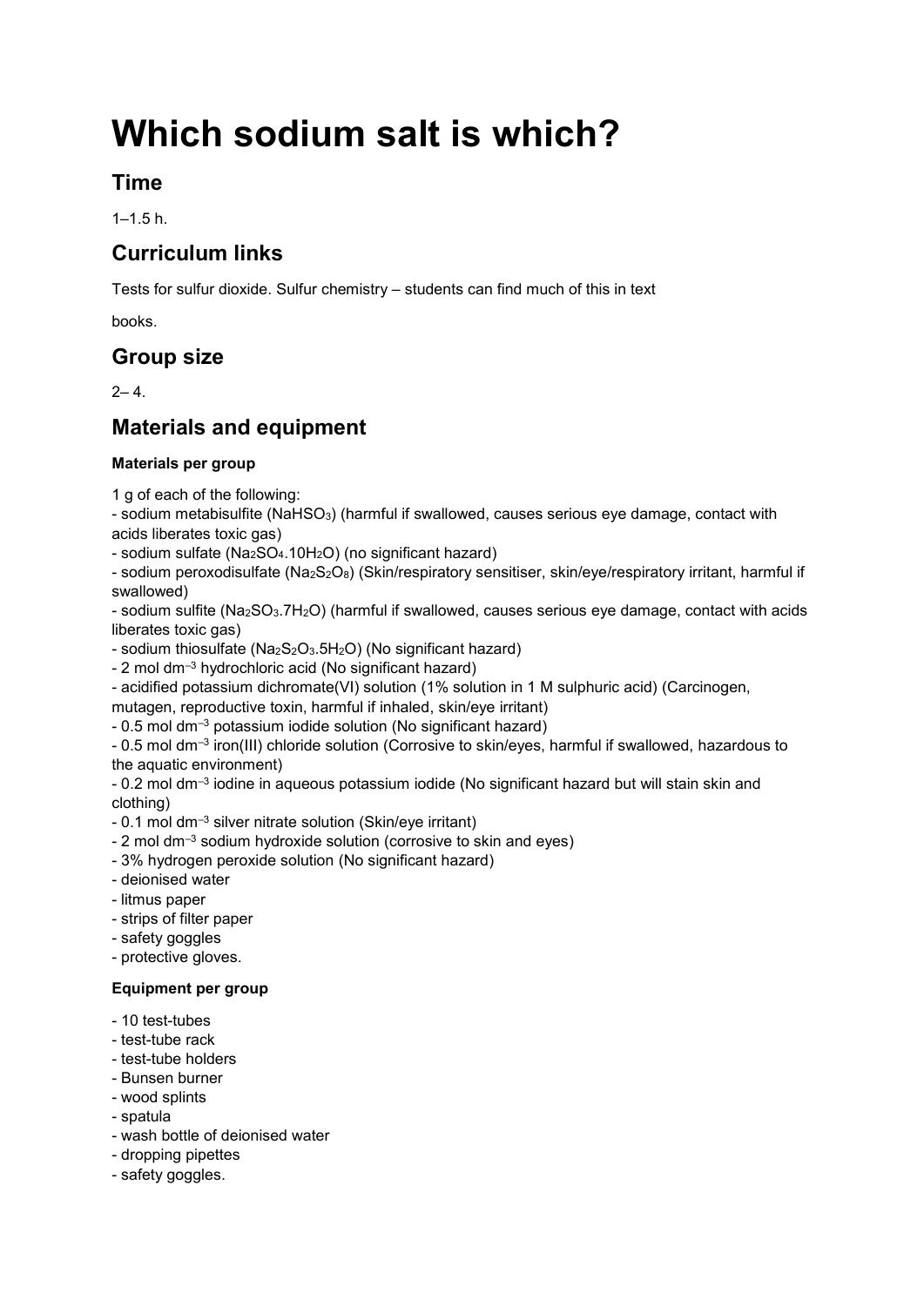# Which sodium salt is which?

## Time

1–1.5 h.

## Curriculum links

Tests for sulfur dioxide. Sulfur chemistry – students can find much of this in text

books.

## Group size

2– 4.

## Materials and equipment

### Materials per group

1 g of each of the following:

- sodium metabisulfite ($NaHSO_3$) (harmful if swallowed, causes serious eye damage, contact with acids liberates toxic gas)
- sodium sulfate ($Na_2SO_4.10H_2O$) (no significant hazard)
- sodium peroxodisulfate ($Na_2S_2O_8$) (Skin/respiratory sensitiser, skin/eye/respiratory irritant, harmful if swallowed)
- sodium sulfite ($Na_2SO_3.7H_2O$) (harmful if swallowed, causes serious eye damage, contact with acids liberates toxic gas)
- sodium thiosulfate ($Na_2S_2O_3.5H_2O$) (No significant hazard)
- 2 mol dm$^{-3}$ hydrochloric acid (No significant hazard)
- acidified potassium dichromate(VI) solution (1% solution in 1 M sulphuric acid) (Carcinogen, mutagen, reproductive toxin, harmful if inhaled, skin/eye irritant)
- 0.5 mol dm$^{-3}$ potassium iodide solution (No significant hazard)
- 0.5 mol dm$^{-3}$ iron(III) chloride solution (Corrosive to skin/eyes, harmful if swallowed, hazardous to the aquatic environment)
- 0.2 mol dm$^{-3}$ iodine in aqueous potassium iodide (No significant hazard but will stain skin and clothing)
- 0.1 mol dm$^{-3}$ silver nitrate solution (Skin/eye irritant)
- 2 mol dm$^{-3}$ sodium hydroxide solution (corrosive to skin and eyes)
- 3% hydrogen peroxide solution (No significant hazard)
- deionised water
- litmus paper
- strips of filter paper
- safety goggles
- protective gloves.

### Equipment per group

- 10 test-tubes
- test-tube rack
- test-tube holders
- Bunsen burner
- wood splints
- spatula
- wash bottle of deionised water
- dropping pipettes
- safety goggles.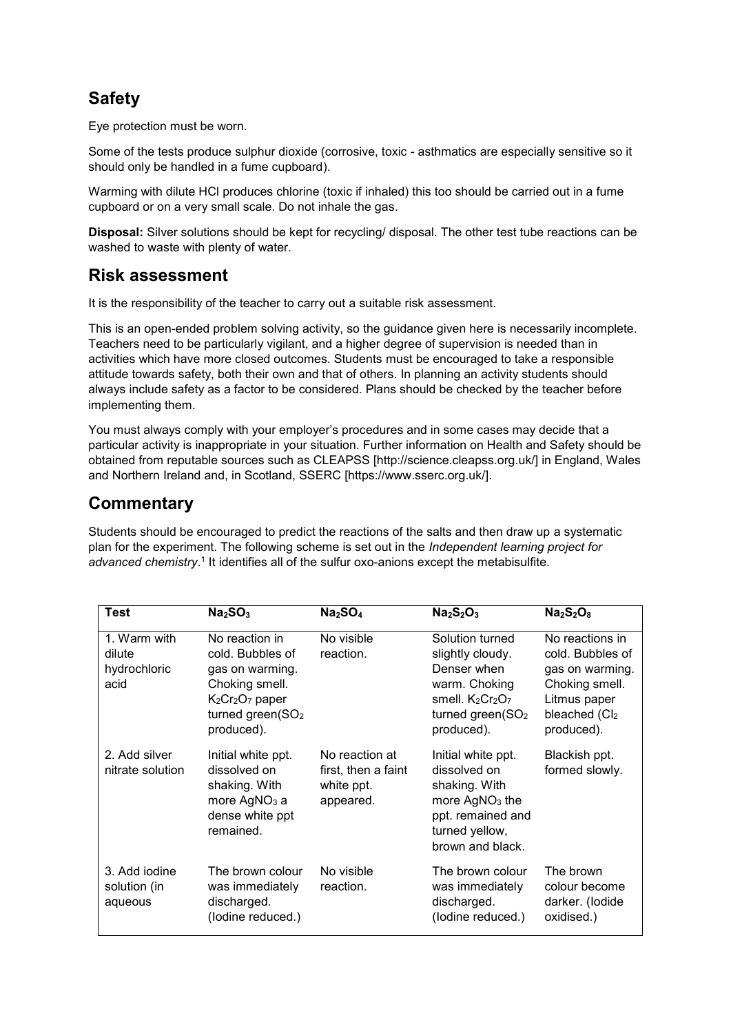## Safety

Eye protection must be worn.

Some of the tests produce sulphur dioxide (corrosive, toxic - asthmatics are especially sensitive so it should only be handled in a fume cupboard).

Warming with dilute HCl produces chlorine (toxic if inhaled) this too should be carried out in a fume cupboard or on a very small scale. Do not inhale the gas.

**Disposal:** Silver solutions should be kept for recycling/ disposal. The other test tube reactions can be washed to waste with plenty of water.

## Risk assessment

It is the responsibility of the teacher to carry out a suitable risk assessment.

This is an open-ended problem solving activity, so the guidance given here is necessarily incomplete. Teachers need to be particularly vigilant, and a higher degree of supervision is needed than in activities which have more closed outcomes. Students must be encouraged to take a responsible attitude towards safety, both their own and that of others. In planning an activity students should always include safety as a factor to be considered. Plans should be checked by the teacher before implementing them.

You must always comply with your employer's procedures and in some cases may decide that a particular activity is inappropriate in your situation. Further information on Health and Safety should be obtained from reputable sources such as CLEAPSS [http://science.cleapss.org.uk/] in England, Wales and Northern Ireland and, in Scotland, SSERC [https://www.sserc.org.uk/].

## Commentary

Students should be encouraged to predict the reactions of the salts and then draw up a systematic plan for the experiment. The following scheme is set out in the *Independent learning project for advanced chemistry*.[1] It identifies all of the sulfur oxo-anions except the metabisulfite.

| Test | $Na_2SO_3$ | $Na_2SO_4$ | $Na_2S_2O_3$ | $Na_2S_2O_8$ |
|---|---|---|---|---|
| 1. Warm with dilute hydrochloric acid | No reaction in cold. Bubbles of gas on warming. Choking smell. $K_2Cr_2O_7$ paper turned green($SO_2$ produced). | No visible reaction. | Solution turned slightly cloudy. Denser when warm. Choking smell. $K_2Cr_2O_7$ turned green($SO_2$ produced). | No reactions in cold. Bubbles of gas on warming. Choking smell. Litmus paper bleached ($Cl_2$ produced). |
| 2. Add silver nitrate solution | Initial white ppt. dissolved on shaking. With more $AgNO_3$ a dense white ppt remained. | No reaction at first, then a faint white ppt. appeared. | Initial white ppt. dissolved on shaking. With more $AgNO_3$ the ppt. remained and turned yellow, brown and black. | Blackish ppt. formed slowly. |
| 3. Add iodine solution (in aqueous | The brown colour was immediately discharged. (Iodine reduced.) | No visible reaction. | The brown colour was immediately discharged. (Iodine reduced.) | The brown colour become darker. (Iodide oxidised.) |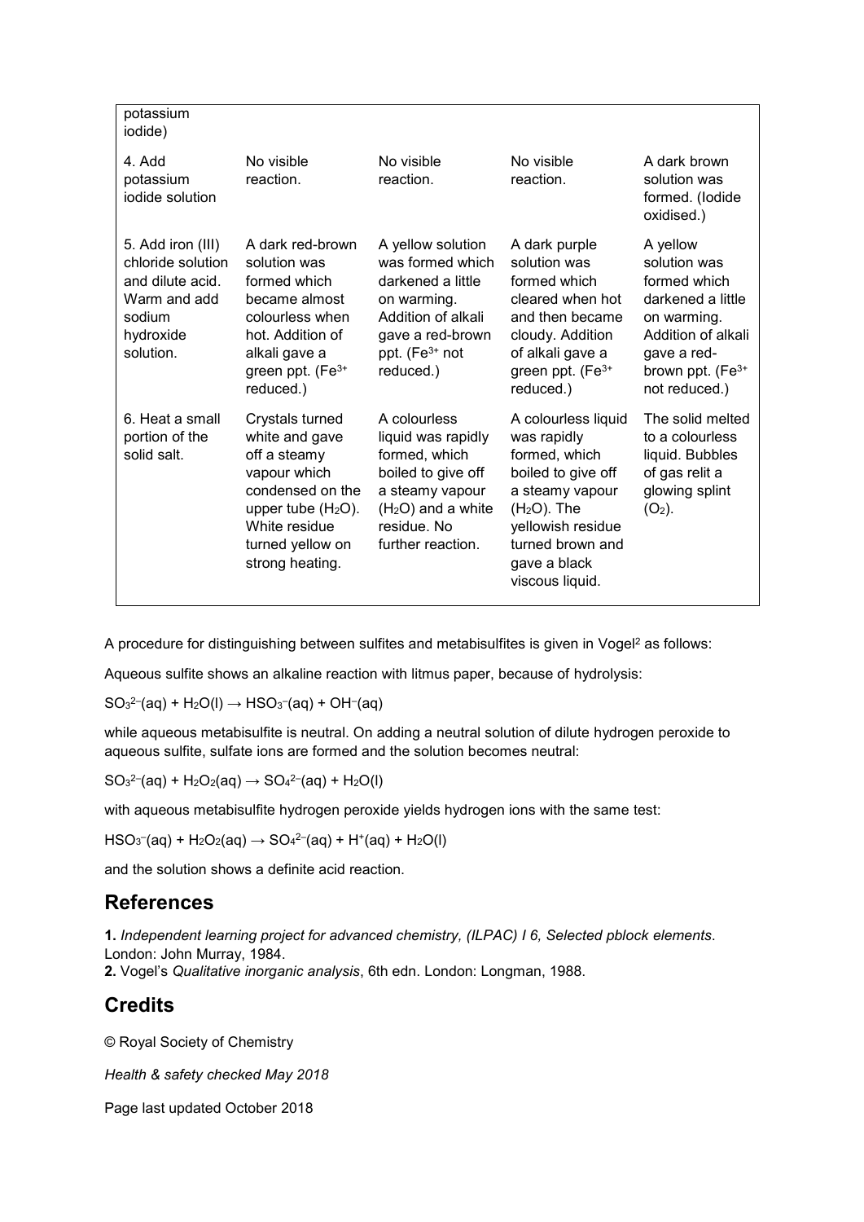| | | | | |
|---|---|---|---|---|
| potassium iodide) | | | | |
| 4. Add potassium iodide solution | No visible reaction. | No visible reaction. | No visible reaction. | A dark brown solution was formed. (Iodide oxidised.) |
| 5. Add iron (III) chloride solution and dilute acid. Warm and add sodium hydroxide solution. | A dark red-brown solution was formed which became almost colourless when hot. Addition of alkali gave a green ppt. ($Fe^{3+}$ reduced.) | A yellow solution was formed which darkened a little on warming. Addition of alkali gave a red-brown ppt. ($Fe^{3+}$ not reduced.) | A dark purple solution was formed which cleared when hot and then became cloudy. Addition of alkali gave a green ppt. ($Fe^{3+}$ reduced.) | A yellow solution was formed which darkened a little on warming. Addition of alkali gave a red-brown ppt. ($Fe^{3+}$ not reduced.) |
| 6. Heat a small portion of the solid salt. | Crystals turned white and gave off a steamy vapour which condensed on the upper tube ($H_2O$). White residue turned yellow on strong heating. | A colourless liquid was rapidly formed, which boiled to give off a steamy vapour ($H_2O$) and a white residue. No further reaction. | A colourless liquid was rapidly formed, which boiled to give off a steamy vapour ($H_2O$). The yellowish residue turned brown and gave a black viscous liquid. | The solid melted to a colourless liquid. Bubbles of gas relit a glowing splint ($O_2$). |

A procedure for distinguishing between sulfites and metabisulfites is given in Vogel[2] as follows:

Aqueous sulfite shows an alkaline reaction with litmus paper, because of hydrolysis:

$$SO_3^{2-}(aq) + H_2O(l) \rightarrow HSO_3^{-}(aq) + OH^{-}(aq)$$

while aqueous metabisulfite is neutral. On adding a neutral solution of dilute hydrogen peroxide to aqueous sulfite, sulfate ions are formed and the solution becomes neutral:

$$SO_3^{2-}(aq) + H_2O_2(aq) \rightarrow SO_4^{2-}(aq) + H_2O(l)$$

with aqueous metabisulfite hydrogen peroxide yields hydrogen ions with the same test:

$$HSO_3^{-}(aq) + H_2O_2(aq) \rightarrow SO_4^{2-}(aq) + H^{+}(aq) + H_2O(l)$$

and the solution shows a definite acid reaction.

## References

**1.** *Independent learning project for advanced chemistry, (ILPAC) I 6, Selected pblock elements*. London: John Murray, 1984.

**2.** Vogel's *Qualitative inorganic analysis*, 6th edn. London: Longman, 1988.

## Credits

© Royal Society of Chemistry

*Health & safety checked May 2018*

Page last updated October 2018